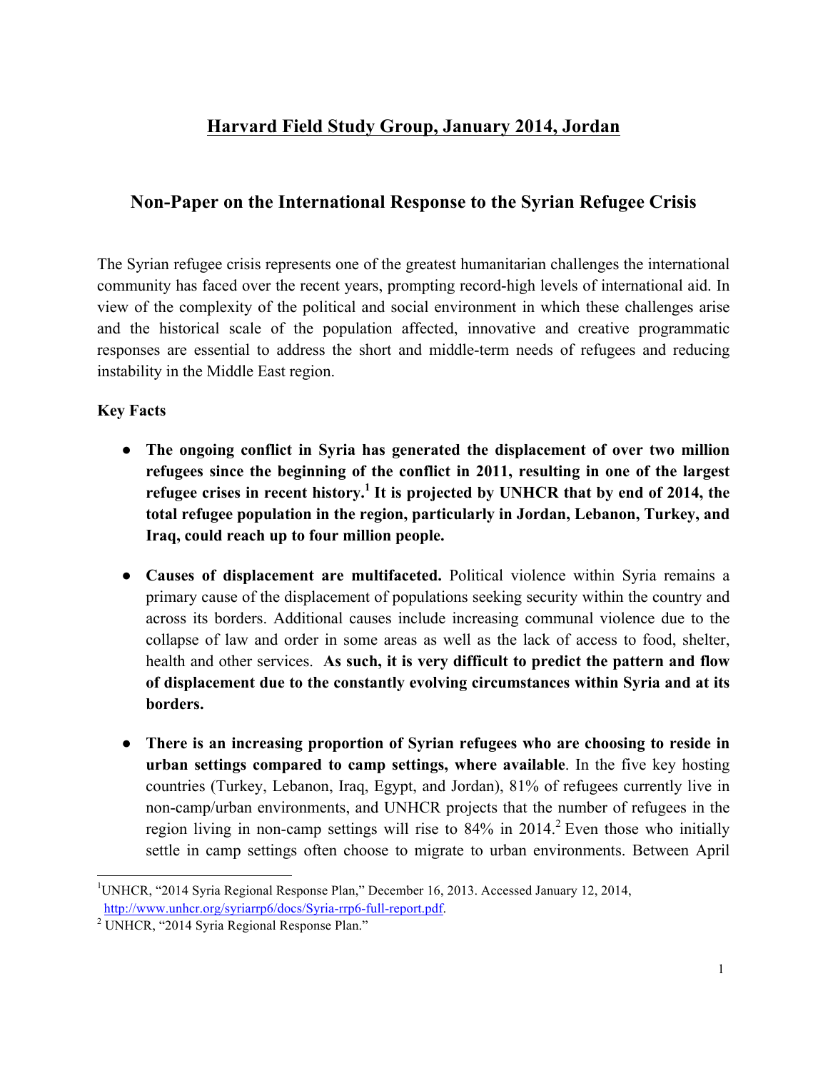# Harvard Field Study Group, January 2014, Jordan

## Non-Paper on the International Response to the Syrian Refugee Crisis

The Syrian refugee crisis represents one of the greatest humanitarian challenges the international community has faced over the recent years, prompting record-high levels of international aid. In view of the complexity of the political and social environment in which these challenges arise and the historical scale of the population affected, innovative and creative programmatic responses are essential to address the short and middle-term needs of refugees and reducing instability in the Middle East region.

**Key Facts**

- **The ongoing conflict in Syria has generated the displacement of over two million refugees since the beginning of the conflict in 2011, resulting in one of the largest refugee crises in recent history.[1] It is projected by UNHCR that by end of 2014, the total refugee population in the region, particularly in Jordan, Lebanon, Turkey, and Iraq, could reach up to four million people.**

- **Causes of displacement are multifaceted.** Political violence within Syria remains a primary cause of the displacement of populations seeking security within the country and across its borders. Additional causes include increasing communal violence due to the collapse of law and order in some areas as well as the lack of access to food, shelter, health and other services. **As such, it is very difficult to predict the pattern and flow of displacement due to the constantly evolving circumstances within Syria and at its borders.**

- **There is an increasing proportion of Syrian refugees who are choosing to reside in urban settings compared to camp settings, where available**. In the five key hosting countries (Turkey, Lebanon, Iraq, Egypt, and Jordan), 81% of refugees currently live in non-camp/urban environments, and UNHCR projects that the number of refugees in the region living in non-camp settings will rise to 84% in 2014.[2] Even those who initially settle in camp settings often choose to migrate to urban environments. Between April

---

[1] UNHCR, "2014 Syria Regional Response Plan," December 16, 2013. Accessed January 12, 2014, http://www.unhcr.org/syriarrp6/docs/Syria-rrp6-full-report.pdf.

[2] UNHCR, "2014 Syria Regional Response Plan."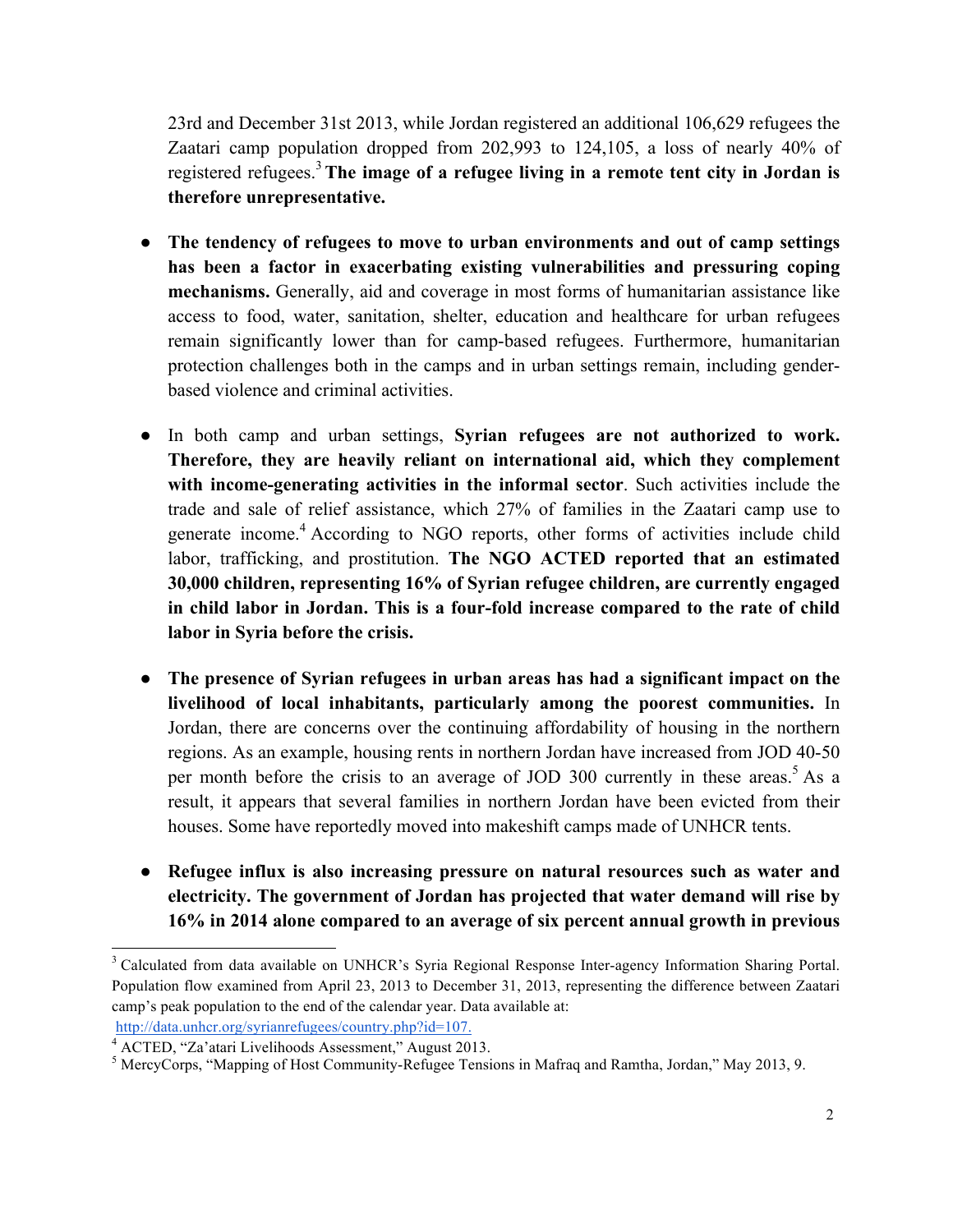23rd and December 31st 2013, while Jordan registered an additional 106,629 refugees the Zaatari camp population dropped from 202,993 to 124,105, a loss of nearly 40% of registered refugees.[3] **The image of a refugee living in a remote tent city in Jordan is therefore unrepresentative.**

- **The tendency of refugees to move to urban environments and out of camp settings has been a factor in exacerbating existing vulnerabilities and pressuring coping mechanisms.** Generally, aid and coverage in most forms of humanitarian assistance like access to food, water, sanitation, shelter, education and healthcare for urban refugees remain significantly lower than for camp-based refugees. Furthermore, humanitarian protection challenges both in the camps and in urban settings remain, including gender-based violence and criminal activities.

- In both camp and urban settings, **Syrian refugees are not authorized to work. Therefore, they are heavily reliant on international aid, which they complement with income-generating activities in the informal sector**. Such activities include the trade and sale of relief assistance, which 27% of families in the Zaatari camp use to generate income.[4] According to NGO reports, other forms of activities include child labor, trafficking, and prostitution. **The NGO ACTED reported that an estimated 30,000 children, representing 16% of Syrian refugee children, are currently engaged in child labor in Jordan. This is a four-fold increase compared to the rate of child labor in Syria before the crisis.**

- **The presence of Syrian refugees in urban areas has had a significant impact on the livelihood of local inhabitants, particularly among the poorest communities.** In Jordan, there are concerns over the continuing affordability of housing in the northern regions. As an example, housing rents in northern Jordan have increased from JOD 40-50 per month before the crisis to an average of JOD 300 currently in these areas.[5] As a result, it appears that several families in northern Jordan have been evicted from their houses. Some have reportedly moved into makeshift camps made of UNHCR tents.

- **Refugee influx is also increasing pressure on natural resources such as water and electricity. The government of Jordan has projected that water demand will rise by 16% in 2014 alone compared to an average of six percent annual growth in previous**

---

[3] Calculated from data available on UNHCR's Syria Regional Response Inter-agency Information Sharing Portal. Population flow examined from April 23, 2013 to December 31, 2013, representing the difference between Zaatari camp's peak population to the end of the calendar year. Data available at: http://data.unhcr.org/syrianrefugees/country.php?id=107.

[4] ACTED, "Za'atari Livelihoods Assessment," August 2013.

[5] MercyCorps, "Mapping of Host Community-Refugee Tensions in Mafraq and Ramtha, Jordan," May 2013, 9.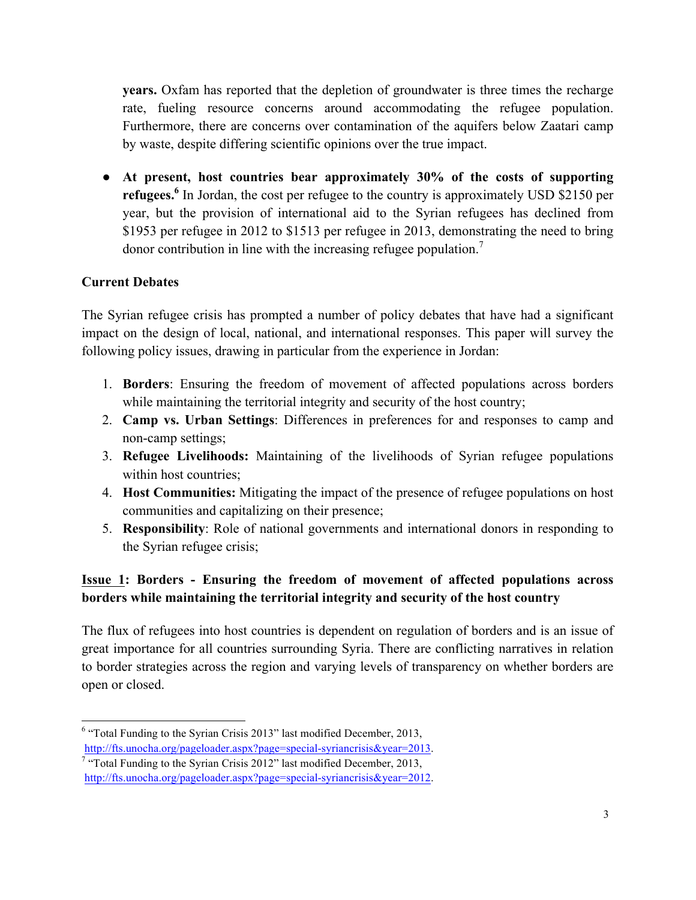**years.** Oxfam has reported that the depletion of groundwater is three times the recharge rate, fueling resource concerns around accommodating the refugee population. Furthermore, there are concerns over contamination of the aquifers below Zaatari camp by waste, despite differing scientific opinions over the true impact.

- **At present, host countries bear approximately 30% of the costs of supporting refugees.**[6] In Jordan, the cost per refugee to the country is approximately USD $2150 per year, but the provision of international aid to the Syrian refugees has declined from $1953 per refugee in 2012 to $1513 per refugee in 2013, demonstrating the need to bring donor contribution in line with the increasing refugee population.[7]

**Current Debates**

The Syrian refugee crisis has prompted a number of policy debates that have had a significant impact on the design of local, national, and international responses. This paper will survey the following policy issues, drawing in particular from the experience in Jordan:

1. **Borders**: Ensuring the freedom of movement of affected populations across borders while maintaining the territorial integrity and security of the host country;
2. **Camp vs. Urban Settings**: Differences in preferences for and responses to camp and non-camp settings;
3. **Refugee Livelihoods:** Maintaining of the livelihoods of Syrian refugee populations within host countries;
4. **Host Communities:** Mitigating the impact of the presence of refugee populations on host communities and capitalizing on their presence;
5. **Responsibility**: Role of national governments and international donors in responding to the Syrian refugee crisis;

**Issue 1: Borders - Ensuring the freedom of movement of affected populations across borders while maintaining the territorial integrity and security of the host country**

The flux of refugees into host countries is dependent on regulation of borders and is an issue of great importance for all countries surrounding Syria. There are conflicting narratives in relation to border strategies across the region and varying levels of transparency on whether borders are open or closed.

---

[6] "Total Funding to the Syrian Crisis 2013" last modified December, 2013, http://fts.unocha.org/pageloader.aspx?page=special-syriancrisis&year=2013.

[7] "Total Funding to the Syrian Crisis 2012" last modified December, 2013, http://fts.unocha.org/pageloader.aspx?page=special-syriancrisis&year=2012.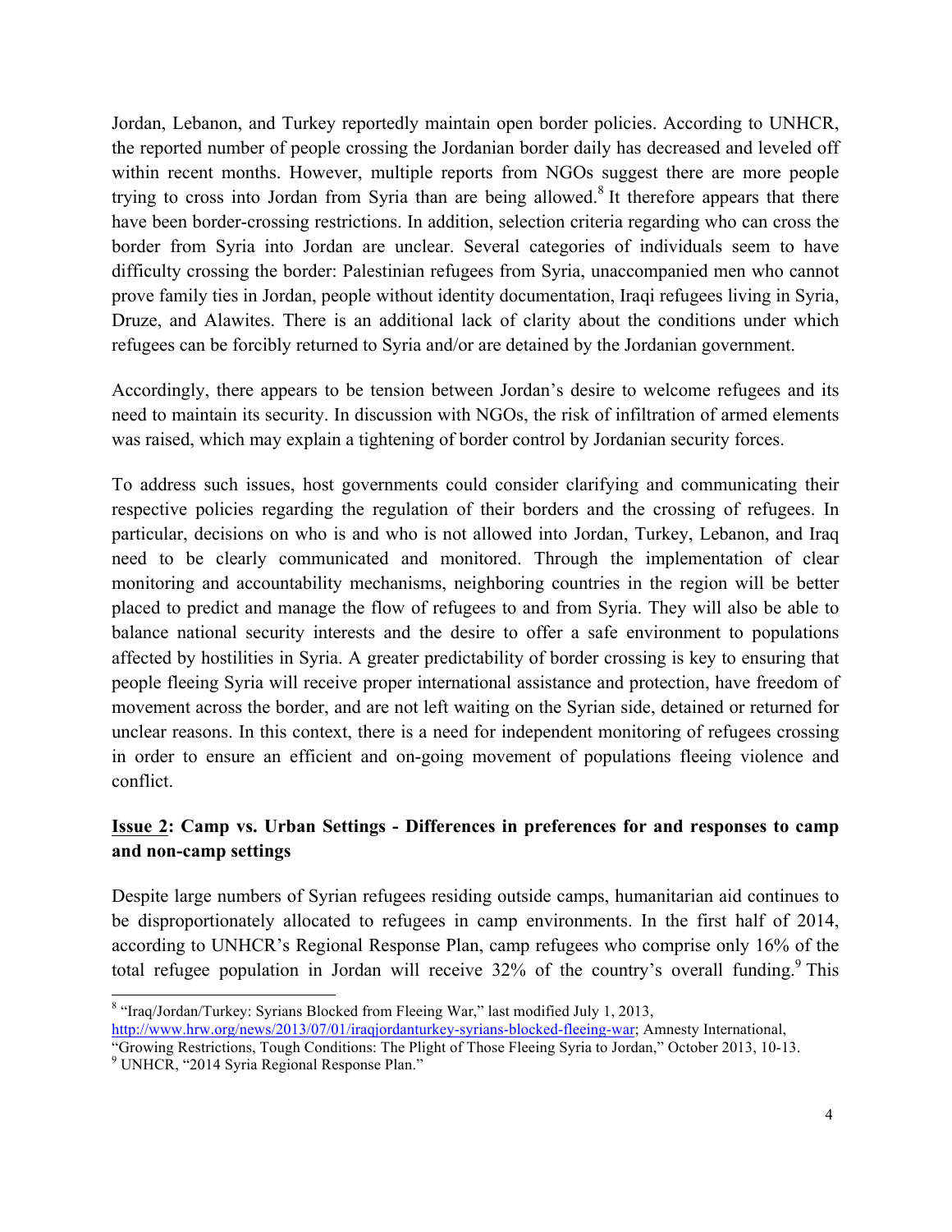Jordan, Lebanon, and Turkey reportedly maintain open border policies. According to UNHCR, the reported number of people crossing the Jordanian border daily has decreased and leveled off within recent months. However, multiple reports from NGOs suggest there are more people trying to cross into Jordan from Syria than are being allowed.[8] It therefore appears that there have been border-crossing restrictions. In addition, selection criteria regarding who can cross the border from Syria into Jordan are unclear. Several categories of individuals seem to have difficulty crossing the border: Palestinian refugees from Syria, unaccompanied men who cannot prove family ties in Jordan, people without identity documentation, Iraqi refugees living in Syria, Druze, and Alawites. There is an additional lack of clarity about the conditions under which refugees can be forcibly returned to Syria and/or are detained by the Jordanian government.

Accordingly, there appears to be tension between Jordan's desire to welcome refugees and its need to maintain its security. In discussion with NGOs, the risk of infiltration of armed elements was raised, which may explain a tightening of border control by Jordanian security forces.

To address such issues, host governments could consider clarifying and communicating their respective policies regarding the regulation of their borders and the crossing of refugees. In particular, decisions on who is and who is not allowed into Jordan, Turkey, Lebanon, and Iraq need to be clearly communicated and monitored. Through the implementation of clear monitoring and accountability mechanisms, neighboring countries in the region will be better placed to predict and manage the flow of refugees to and from Syria. They will also be able to balance national security interests and the desire to offer a safe environment to populations affected by hostilities in Syria. A greater predictability of border crossing is key to ensuring that people fleeing Syria will receive proper international assistance and protection, have freedom of movement across the border, and are not left waiting on the Syrian side, detained or returned for unclear reasons. In this context, there is a need for independent monitoring of refugees crossing in order to ensure an efficient and on-going movement of populations fleeing violence and conflict.

## Issue 2: Camp vs. Urban Settings - Differences in preferences for and responses to camp and non-camp settings

Despite large numbers of Syrian refugees residing outside camps, humanitarian aid continues to be disproportionately allocated to refugees in camp environments. In the first half of 2014, according to UNHCR's Regional Response Plan, camp refugees who comprise only 16% of the total refugee population in Jordan will receive 32% of the country's overall funding.[9] This

---

[8] "Iraq/Jordan/Turkey: Syrians Blocked from Fleeing War," last modified July 1, 2013, http://www.hrw.org/news/2013/07/01/iraqjordanturkey-syrians-blocked-fleeing-war; Amnesty International, "Growing Restrictions, Tough Conditions: The Plight of Those Fleeing Syria to Jordan," October 2013, 10-13.

[9] UNHCR, "2014 Syria Regional Response Plan."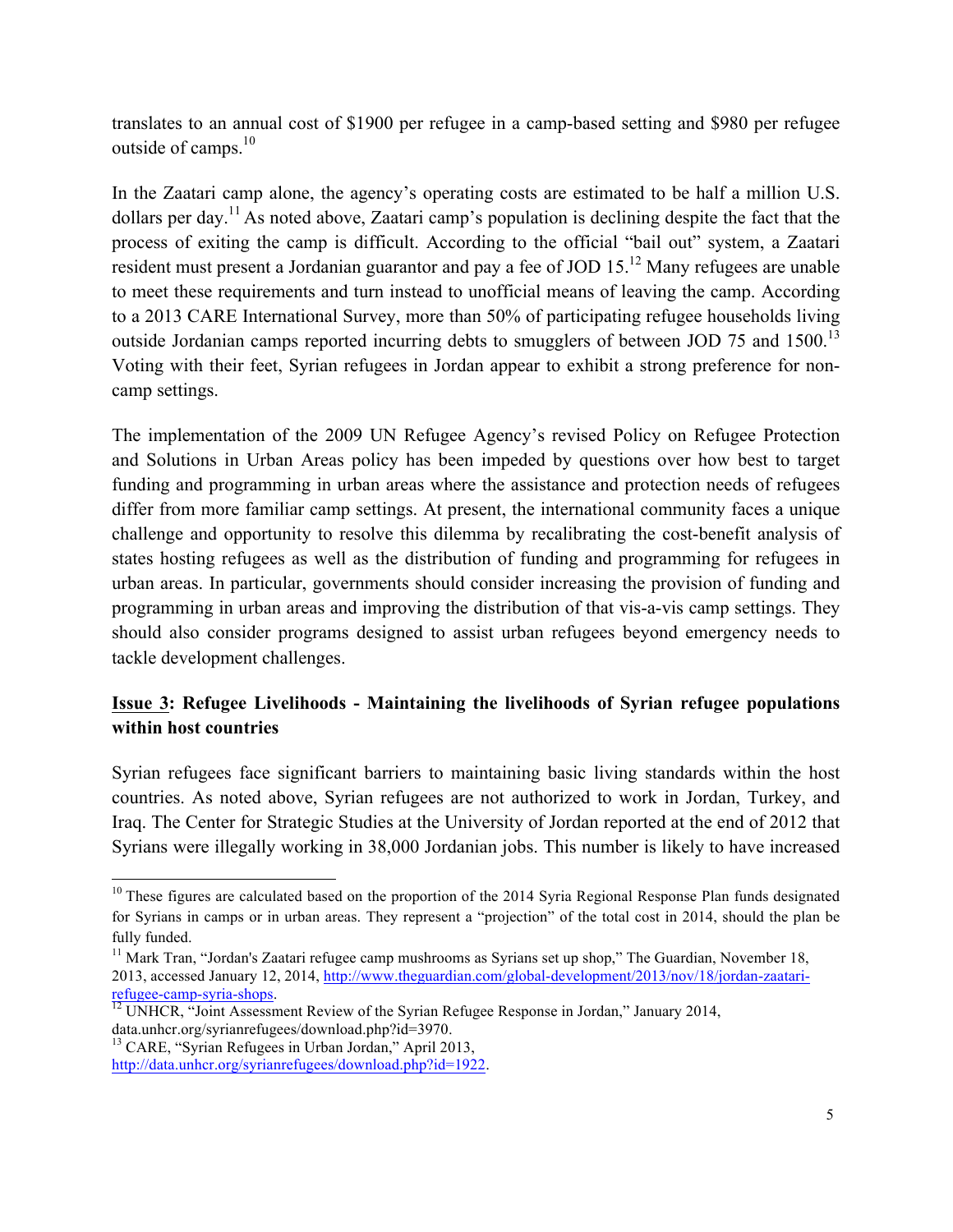translates to an annual cost of $1900 per refugee in a camp-based setting and $980 per refugee outside of camps.[10]

In the Zaatari camp alone, the agency's operating costs are estimated to be half a million U.S. dollars per day.[11] As noted above, Zaatari camp's population is declining despite the fact that the process of exiting the camp is difficult. According to the official "bail out" system, a Zaatari resident must present a Jordanian guarantor and pay a fee of JOD 15.[12] Many refugees are unable to meet these requirements and turn instead to unofficial means of leaving the camp. According to a 2013 CARE International Survey, more than 50% of participating refugee households living outside Jordanian camps reported incurring debts to smugglers of between JOD 75 and 1500.[13] Voting with their feet, Syrian refugees in Jordan appear to exhibit a strong preference for non-camp settings.

The implementation of the 2009 UN Refugee Agency's revised Policy on Refugee Protection and Solutions in Urban Areas policy has been impeded by questions over how best to target funding and programming in urban areas where the assistance and protection needs of refugees differ from more familiar camp settings. At present, the international community faces a unique challenge and opportunity to resolve this dilemma by recalibrating the cost-benefit analysis of states hosting refugees as well as the distribution of funding and programming for refugees in urban areas. In particular, governments should consider increasing the provision of funding and programming in urban areas and improving the distribution of that vis-a-vis camp settings. They should also consider programs designed to assist urban refugees beyond emergency needs to tackle development challenges.

### <u>Issue 3</u>: Refugee Livelihoods - Maintaining the livelihoods of Syrian refugee populations within host countries

Syrian refugees face significant barriers to maintaining basic living standards within the host countries. As noted above, Syrian refugees are not authorized to work in Jordan, Turkey, and Iraq. The Center for Strategic Studies at the University of Jordan reported at the end of 2012 that Syrians were illegally working in 38,000 Jordanian jobs. This number is likely to have increased

---

[10] These figures are calculated based on the proportion of the 2014 Syria Regional Response Plan funds designated for Syrians in camps or in urban areas. They represent a "projection" of the total cost in 2014, should the plan be fully funded.

[11] Mark Tran, "Jordan's Zaatari refugee camp mushrooms as Syrians set up shop," The Guardian, November 18, 2013, accessed January 12, 2014, http://www.theguardian.com/global-development/2013/nov/18/jordan-zaatari-refugee-camp-syria-shops.

[12] UNHCR, "Joint Assessment Review of the Syrian Refugee Response in Jordan," January 2014, data.unhcr.org/syrianrefugees/download.php?id=3970.

[13] CARE, "Syrian Refugees in Urban Jordan," April 2013, http://data.unhcr.org/syrianrefugees/download.php?id=1922.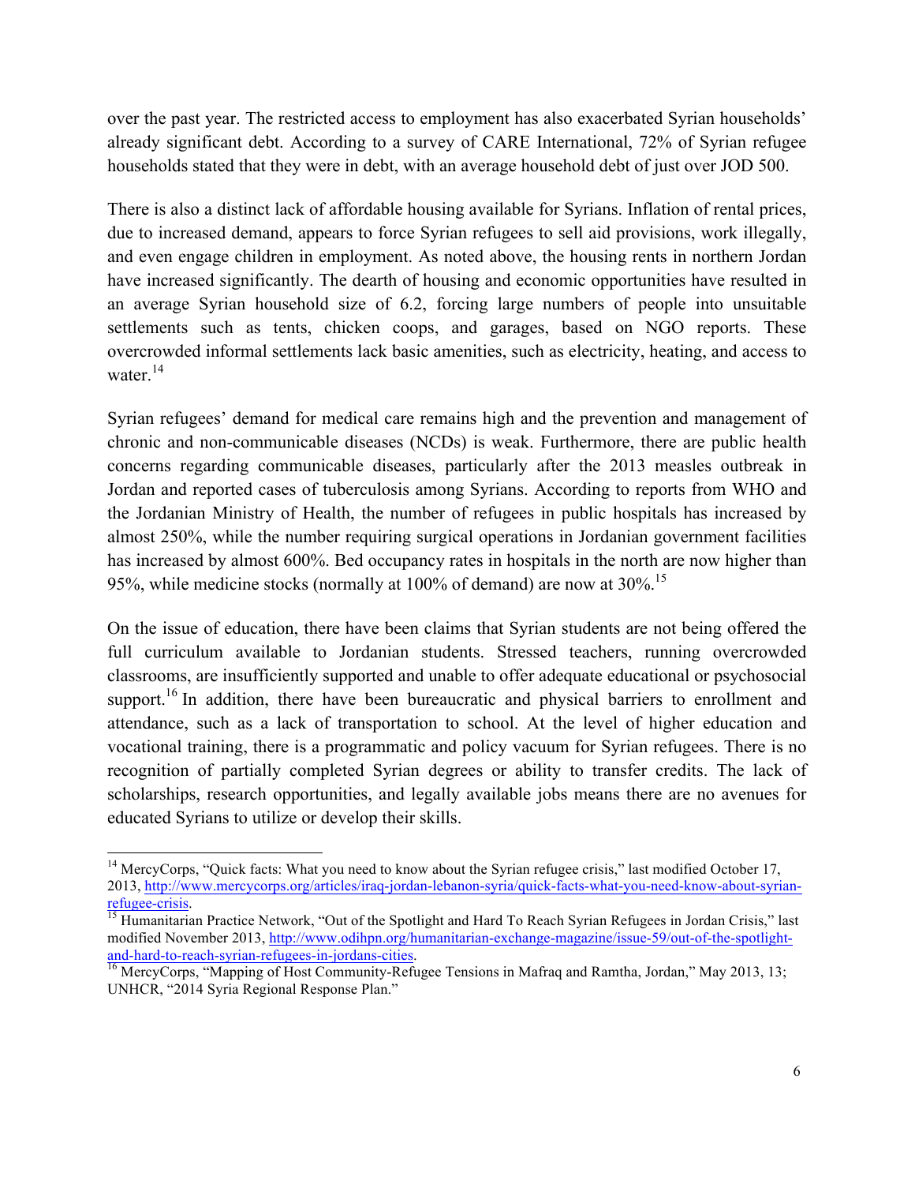over the past year. The restricted access to employment has also exacerbated Syrian households' already significant debt. According to a survey of CARE International, 72% of Syrian refugee households stated that they were in debt, with an average household debt of just over JOD 500.

There is also a distinct lack of affordable housing available for Syrians. Inflation of rental prices, due to increased demand, appears to force Syrian refugees to sell aid provisions, work illegally, and even engage children in employment. As noted above, the housing rents in northern Jordan have increased significantly. The dearth of housing and economic opportunities have resulted in an average Syrian household size of 6.2, forcing large numbers of people into unsuitable settlements such as tents, chicken coops, and garages, based on NGO reports. These overcrowded informal settlements lack basic amenities, such as electricity, heating, and access to water.[14]

Syrian refugees' demand for medical care remains high and the prevention and management of chronic and non-communicable diseases (NCDs) is weak. Furthermore, there are public health concerns regarding communicable diseases, particularly after the 2013 measles outbreak in Jordan and reported cases of tuberculosis among Syrians. According to reports from WHO and the Jordanian Ministry of Health, the number of refugees in public hospitals has increased by almost 250%, while the number requiring surgical operations in Jordanian government facilities has increased by almost 600%. Bed occupancy rates in hospitals in the north are now higher than 95%, while medicine stocks (normally at 100% of demand) are now at 30%.[15]

On the issue of education, there have been claims that Syrian students are not being offered the full curriculum available to Jordanian students. Stressed teachers, running overcrowded classrooms, are insufficiently supported and unable to offer adequate educational or psychosocial support.[16] In addition, there have been bureaucratic and physical barriers to enrollment and attendance, such as a lack of transportation to school. At the level of higher education and vocational training, there is a programmatic and policy vacuum for Syrian refugees. There is no recognition of partially completed Syrian degrees or ability to transfer credits. The lack of scholarships, research opportunities, and legally available jobs means there are no avenues for educated Syrians to utilize or develop their skills.

---

[14] MercyCorps, "Quick facts: What you need to know about the Syrian refugee crisis," last modified October 17, 2013, http://www.mercycorps.org/articles/iraq-jordan-lebanon-syria/quick-facts-what-you-need-know-about-syrian-refugee-crisis.

[15] Humanitarian Practice Network, "Out of the Spotlight and Hard To Reach Syrian Refugees in Jordan Crisis," last modified November 2013, http://www.odihpn.org/humanitarian-exchange-magazine/issue-59/out-of-the-spotlight-and-hard-to-reach-syrian-refugees-in-jordans-cities.

[16] MercyCorps, "Mapping of Host Community-Refugee Tensions in Mafraq and Ramtha, Jordan," May 2013, 13; UNHCR, "2014 Syria Regional Response Plan."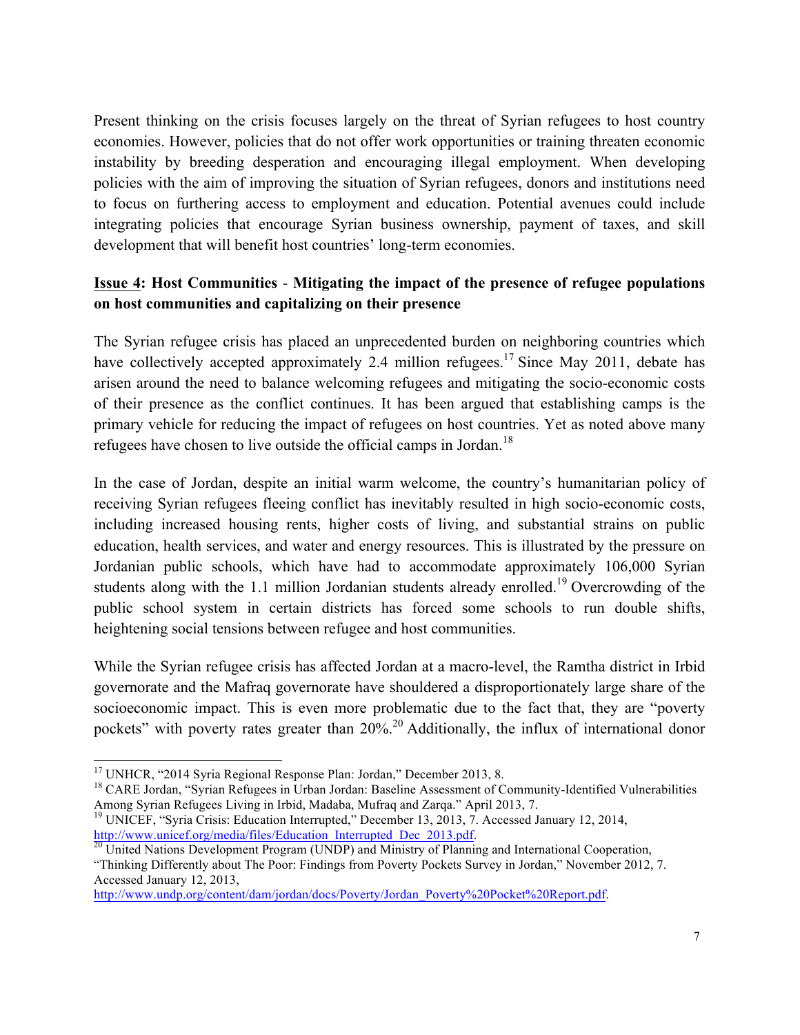Present thinking on the crisis focuses largely on the threat of Syrian refugees to host country economies. However, policies that do not offer work opportunities or training threaten economic instability by breeding desperation and encouraging illegal employment. When developing policies with the aim of improving the situation of Syrian refugees, donors and institutions need to focus on furthering access to employment and education. Potential avenues could include integrating policies that encourage Syrian business ownership, payment of taxes, and skill development that will benefit host countries' long-term economies.

**<u>Issue 4</u>: Host Communities - Mitigating the impact of the presence of refugee populations on host communities and capitalizing on their presence**

The Syrian refugee crisis has placed an unprecedented burden on neighboring countries which have collectively accepted approximately 2.4 million refugees.[17] Since May 2011, debate has arisen around the need to balance welcoming refugees and mitigating the socio-economic costs of their presence as the conflict continues. It has been argued that establishing camps is the primary vehicle for reducing the impact of refugees on host countries. Yet as noted above many refugees have chosen to live outside the official camps in Jordan.[18]

In the case of Jordan, despite an initial warm welcome, the country's humanitarian policy of receiving Syrian refugees fleeing conflict has inevitably resulted in high socio-economic costs, including increased housing rents, higher costs of living, and substantial strains on public education, health services, and water and energy resources. This is illustrated by the pressure on Jordanian public schools, which have had to accommodate approximately 106,000 Syrian students along with the 1.1 million Jordanian students already enrolled.[19] Overcrowding of the public school system in certain districts has forced some schools to run double shifts, heightening social tensions between refugee and host communities.

While the Syrian refugee crisis has affected Jordan at a macro-level, the Ramtha district in Irbid governorate and the Mafraq governorate have shouldered a disproportionately large share of the socioeconomic impact. This is even more problematic due to the fact that, they are "poverty pockets" with poverty rates greater than 20%.[20] Additionally, the influx of international donor

---

[17] UNHCR, "2014 Syria Regional Response Plan: Jordan," December 2013, 8.

[18] CARE Jordan, "Syrian Refugees in Urban Jordan: Baseline Assessment of Community-Identified Vulnerabilities Among Syrian Refugees Living in Irbid, Madaba, Mufraq and Zarqa." April 2013, 7.

[19] UNICEF, "Syria Crisis: Education Interrupted," December 13, 2013, 7. Accessed January 12, 2014, http://www.unicef.org/media/files/Education_Interrupted_Dec_2013.pdf.

[20] United Nations Development Program (UNDP) and Ministry of Planning and International Cooperation, "Thinking Differently about The Poor: Findings from Poverty Pockets Survey in Jordan," November 2012, 7. Accessed January 12, 2013, http://www.undp.org/content/dam/jordan/docs/Poverty/Jordan_Poverty%20Pocket%20Report.pdf.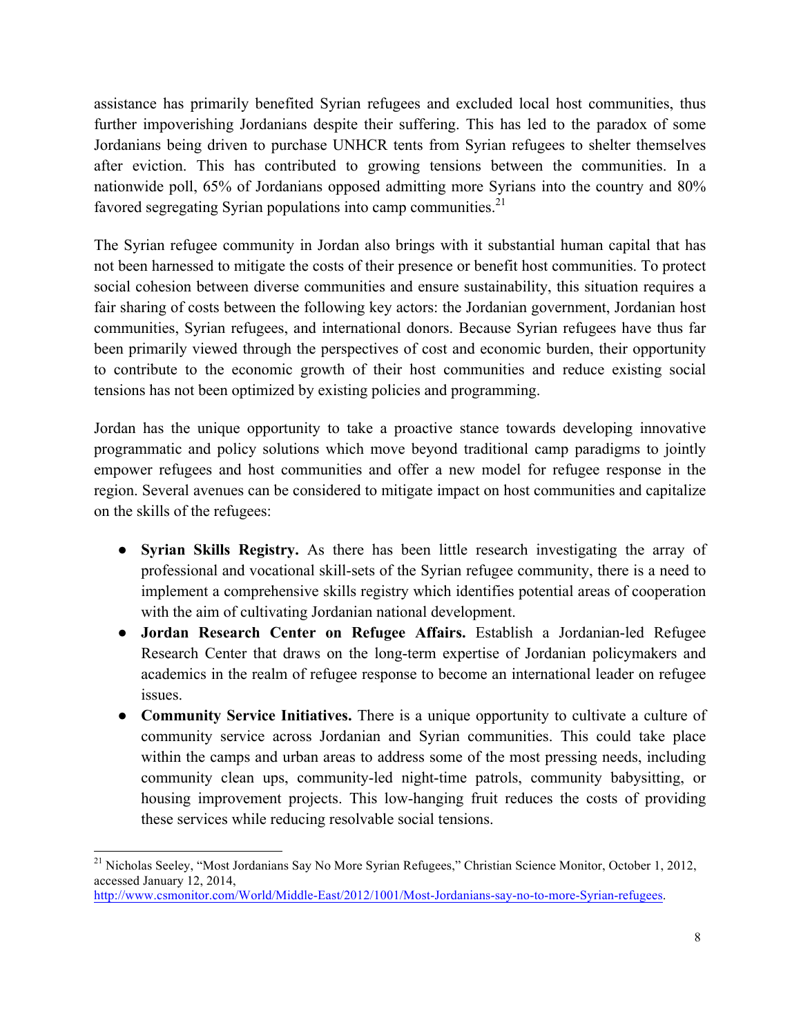assistance has primarily benefited Syrian refugees and excluded local host communities, thus further impoverishing Jordanians despite their suffering. This has led to the paradox of some Jordanians being driven to purchase UNHCR tents from Syrian refugees to shelter themselves after eviction. This has contributed to growing tensions between the communities. In a nationwide poll, 65% of Jordanians opposed admitting more Syrians into the country and 80% favored segregating Syrian populations into camp communities.[21]

The Syrian refugee community in Jordan also brings with it substantial human capital that has not been harnessed to mitigate the costs of their presence or benefit host communities. To protect social cohesion between diverse communities and ensure sustainability, this situation requires a fair sharing of costs between the following key actors: the Jordanian government, Jordanian host communities, Syrian refugees, and international donors. Because Syrian refugees have thus far been primarily viewed through the perspectives of cost and economic burden, their opportunity to contribute to the economic growth of their host communities and reduce existing social tensions has not been optimized by existing policies and programming.

Jordan has the unique opportunity to take a proactive stance towards developing innovative programmatic and policy solutions which move beyond traditional camp paradigms to jointly empower refugees and host communities and offer a new model for refugee response in the region. Several avenues can be considered to mitigate impact on host communities and capitalize on the skills of the refugees:

- **Syrian Skills Registry.** As there has been little research investigating the array of professional and vocational skill-sets of the Syrian refugee community, there is a need to implement a comprehensive skills registry which identifies potential areas of cooperation with the aim of cultivating Jordanian national development.
- **Jordan Research Center on Refugee Affairs.** Establish a Jordanian-led Refugee Research Center that draws on the long-term expertise of Jordanian policymakers and academics in the realm of refugee response to become an international leader on refugee issues.
- **Community Service Initiatives.** There is a unique opportunity to cultivate a culture of community service across Jordanian and Syrian communities. This could take place within the camps and urban areas to address some of the most pressing needs, including community clean ups, community-led night-time patrols, community babysitting, or housing improvement projects. This low-hanging fruit reduces the costs of providing these services while reducing resolvable social tensions.

---

[21] Nicholas Seeley, "Most Jordanians Say No More Syrian Refugees," Christian Science Monitor, October 1, 2012, accessed January 12, 2014, http://www.csmonitor.com/World/Middle-East/2012/1001/Most-Jordanians-say-no-to-more-Syrian-refugees.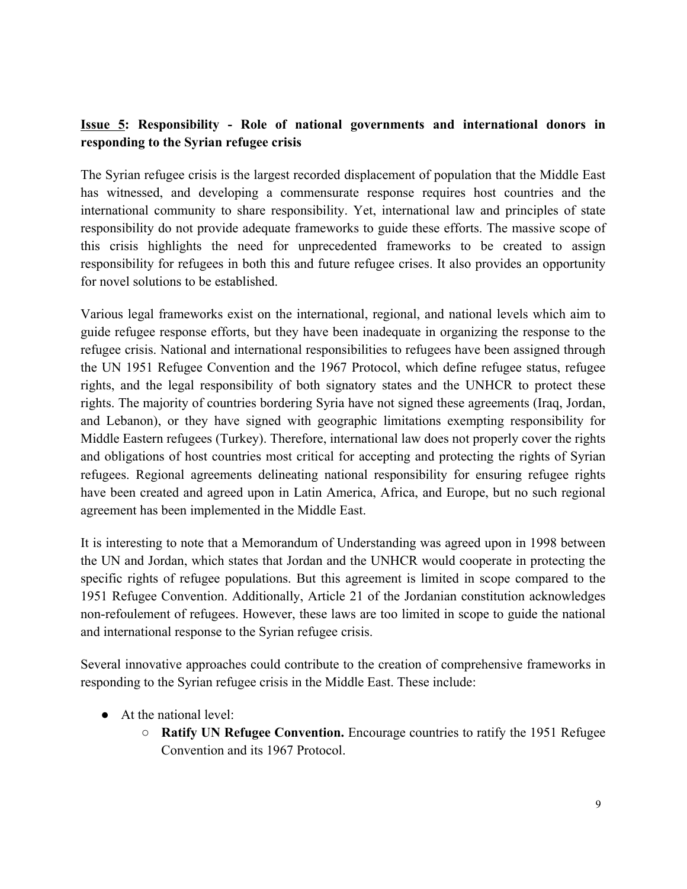**<u>Issue 5</u>: Responsibility - Role of national governments and international donors in responding to the Syrian refugee crisis**

The Syrian refugee crisis is the largest recorded displacement of population that the Middle East has witnessed, and developing a commensurate response requires host countries and the international community to share responsibility. Yet, international law and principles of state responsibility do not provide adequate frameworks to guide these efforts. The massive scope of this crisis highlights the need for unprecedented frameworks to be created to assign responsibility for refugees in both this and future refugee crises. It also provides an opportunity for novel solutions to be established.

Various legal frameworks exist on the international, regional, and national levels which aim to guide refugee response efforts, but they have been inadequate in organizing the response to the refugee crisis. National and international responsibilities to refugees have been assigned through the UN 1951 Refugee Convention and the 1967 Protocol, which define refugee status, refugee rights, and the legal responsibility of both signatory states and the UNHCR to protect these rights. The majority of countries bordering Syria have not signed these agreements (Iraq, Jordan, and Lebanon), or they have signed with geographic limitations exempting responsibility for Middle Eastern refugees (Turkey). Therefore, international law does not properly cover the rights and obligations of host countries most critical for accepting and protecting the rights of Syrian refugees. Regional agreements delineating national responsibility for ensuring refugee rights have been created and agreed upon in Latin America, Africa, and Europe, but no such regional agreement has been implemented in the Middle East.

It is interesting to note that a Memorandum of Understanding was agreed upon in 1998 between the UN and Jordan, which states that Jordan and the UNHCR would cooperate in protecting the specific rights of refugee populations. But this agreement is limited in scope compared to the 1951 Refugee Convention. Additionally, Article 21 of the Jordanian constitution acknowledges non-refoulement of refugees. However, these laws are too limited in scope to guide the national and international response to the Syrian refugee crisis.

Several innovative approaches could contribute to the creation of comprehensive frameworks in responding to the Syrian refugee crisis in the Middle East. These include:

- At the national level:
  - **Ratify UN Refugee Convention.** Encourage countries to ratify the 1951 Refugee Convention and its 1967 Protocol.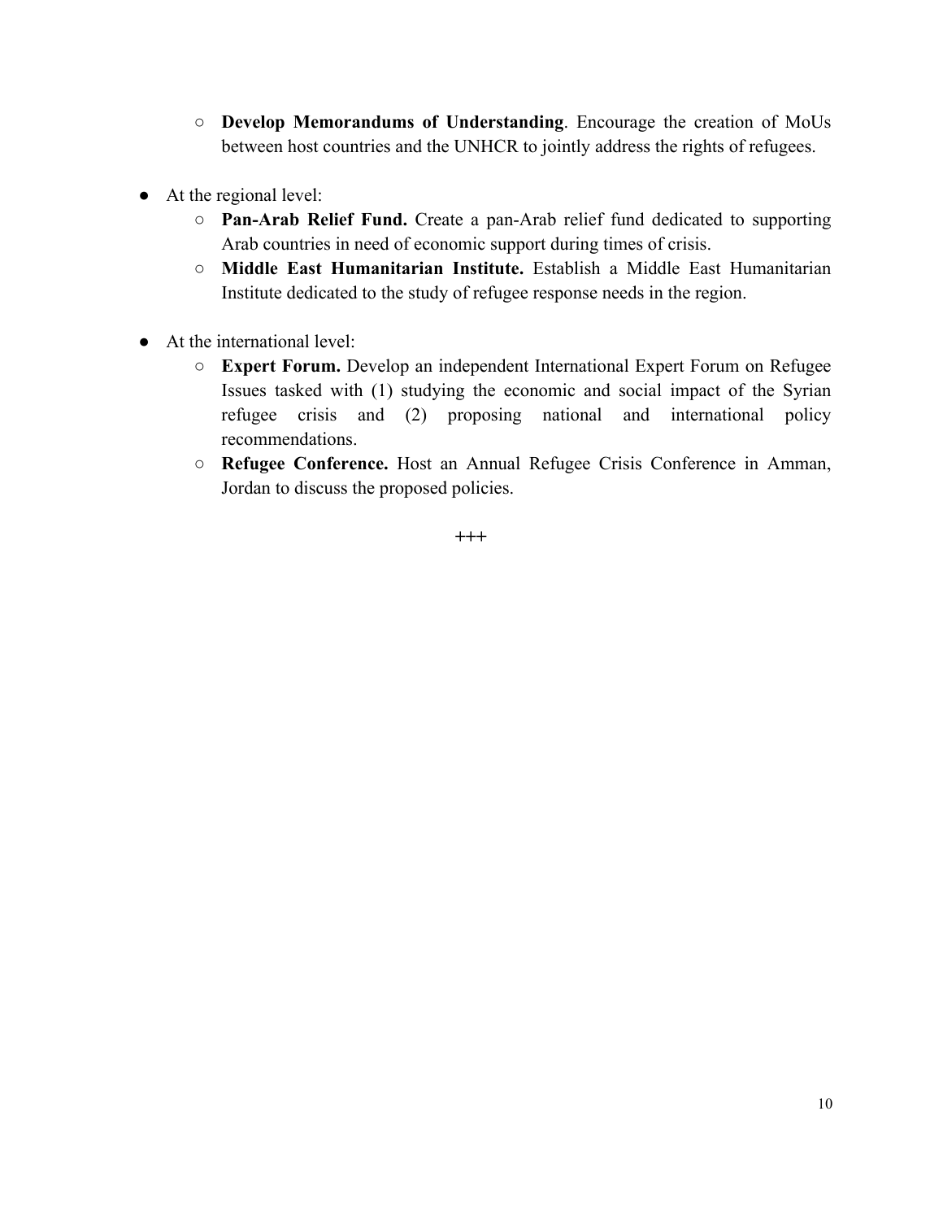- **Develop Memorandums of Understanding**. Encourage the creation of MoUs between host countries and the UNHCR to jointly address the rights of refugees.

- At the regional level:
  - **Pan-Arab Relief Fund.** Create a pan-Arab relief fund dedicated to supporting Arab countries in need of economic support during times of crisis.
  - **Middle East Humanitarian Institute.** Establish a Middle East Humanitarian Institute dedicated to the study of refugee response needs in the region.

- At the international level:
  - **Expert Forum.** Develop an independent International Expert Forum on Refugee Issues tasked with (1) studying the economic and social impact of the Syrian refugee crisis and (2) proposing national and international policy recommendations.
  - **Refugee Conference.** Host an Annual Refugee Crisis Conference in Amman, Jordan to discuss the proposed policies.

+++